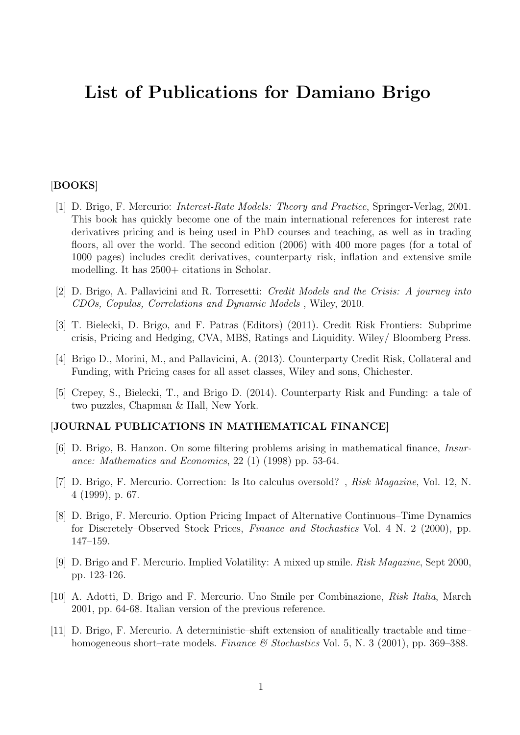# List of Publications for Damiano Brigo

## [BOOKS]

[1] D. Brigo, F. Mercurio: *Interest-Rate Models: Theory and Practice*, Springer-Verlag, 2001. This book has quickly become one of the main international references for interest rate derivatives pricing and is being used in PhD courses and teaching, as well as in trading floors, all over the world. The second edition (2006) with 400 more pages (for a total of 1000 pages) includes credit derivatives, counterparty risk, inflation and extensive smile modelling. It has 2500+ citations in Scholar.

[2] D. Brigo, A. Pallavicini and R. Torresetti: *Credit Models and the Crisis: A journey into CDOs, Copulas, Correlations and Dynamic Models* , Wiley, 2010.

[3] T. Bielecki, D. Brigo, and F. Patras (Editors) (2011). Credit Risk Frontiers: Subprime crisis, Pricing and Hedging, CVA, MBS, Ratings and Liquidity. Wiley/ Bloomberg Press.

[4] Brigo D., Morini, M., and Pallavicini, A. (2013). Counterparty Credit Risk, Collateral and Funding, with Pricing cases for all asset classes, Wiley and sons, Chichester.

[5] Crepey, S., Bielecki, T., and Brigo D. (2014). Counterparty Risk and Funding: a tale of two puzzles, Chapman & Hall, New York.

## [JOURNAL PUBLICATIONS IN MATHEMATICAL FINANCE]

[6] D. Brigo, B. Hanzon. On some filtering problems arising in mathematical finance, *Insurance: Mathematics and Economics*, 22 (1) (1998) pp. 53-64.

[7] D. Brigo, F. Mercurio. Correction: Is Ito calculus oversold? , *Risk Magazine*, Vol. 12, N. 4 (1999), p. 67.

[8] D. Brigo, F. Mercurio. Option Pricing Impact of Alternative Continuous–Time Dynamics for Discretely–Observed Stock Prices, *Finance and Stochastics* Vol. 4 N. 2 (2000), pp. 147–159.

[9] D. Brigo and F. Mercurio. Implied Volatility: A mixed up smile. *Risk Magazine*, Sept 2000, pp. 123-126.

[10] A. Adotti, D. Brigo and F. Mercurio. Uno Smile per Combinazione, *Risk Italia*, March 2001, pp. 64-68. Italian version of the previous reference.

[11] D. Brigo, F. Mercurio. A deterministic–shift extension of analitically tractable and time–homogeneous short–rate models. *Finance & Stochastics* Vol. 5, N. 3 (2001), pp. 369–388.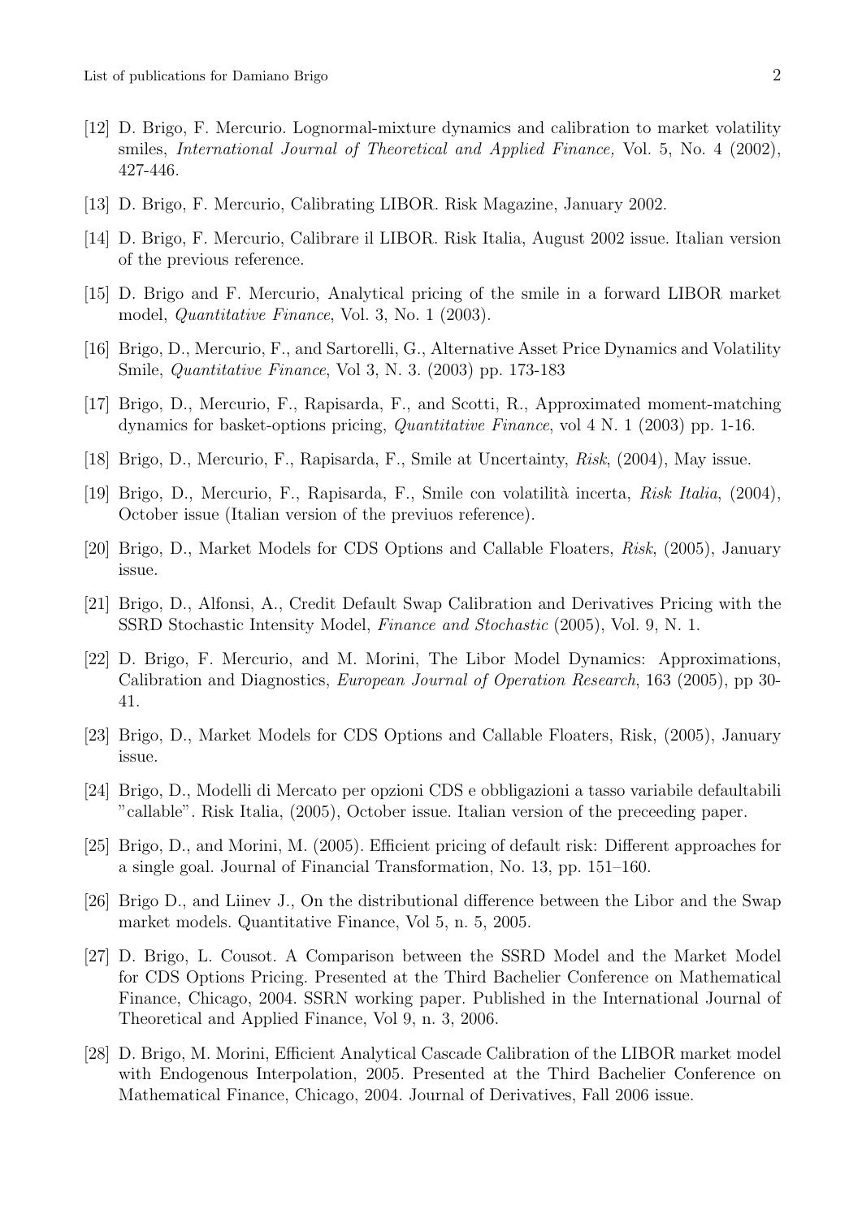[12] D. Brigo, F. Mercurio. Lognormal-mixture dynamics and calibration to market volatility smiles, *International Journal of Theoretical and Applied Finance,* Vol. 5, No. 4 (2002), 427-446.

[13] D. Brigo, F. Mercurio, Calibrating LIBOR. Risk Magazine, January 2002.

[14] D. Brigo, F. Mercurio, Calibrare il LIBOR. Risk Italia, August 2002 issue. Italian version of the previous reference.

[15] D. Brigo and F. Mercurio, Analytical pricing of the smile in a forward LIBOR market model, *Quantitative Finance*, Vol. 3, No. 1 (2003).

[16] Brigo, D., Mercurio, F., and Sartorelli, G., Alternative Asset Price Dynamics and Volatility Smile, *Quantitative Finance*, Vol 3, N. 3. (2003) pp. 173-183

[17] Brigo, D., Mercurio, F., Rapisarda, F., and Scotti, R., Approximated moment-matching dynamics for basket-options pricing, *Quantitative Finance*, vol 4 N. 1 (2003) pp. 1-16.

[18] Brigo, D., Mercurio, F., Rapisarda, F., Smile at Uncertainty, *Risk*, (2004), May issue.

[19] Brigo, D., Mercurio, F., Rapisarda, F., Smile con volatilità incerta, *Risk Italia*, (2004), October issue (Italian version of the previuos reference).

[20] Brigo, D., Market Models for CDS Options and Callable Floaters, *Risk*, (2005), January issue.

[21] Brigo, D., Alfonsi, A., Credit Default Swap Calibration and Derivatives Pricing with the SSRD Stochastic Intensity Model, *Finance and Stochastic* (2005), Vol. 9, N. 1.

[22] D. Brigo, F. Mercurio, and M. Morini, The Libor Model Dynamics: Approximations, Calibration and Diagnostics, *European Journal of Operation Research*, 163 (2005), pp 30-41.

[23] Brigo, D., Market Models for CDS Options and Callable Floaters, Risk, (2005), January issue.

[24] Brigo, D., Modelli di Mercato per opzioni CDS e obbligazioni a tasso variabile defaultabili "callable". Risk Italia, (2005), October issue. Italian version of the preceeding paper.

[25] Brigo, D., and Morini, M. (2005). Efficient pricing of default risk: Different approaches for a single goal. Journal of Financial Transformation, No. 13, pp. 151–160.

[26] Brigo D., and Liinev J., On the distributional difference between the Libor and the Swap market models. Quantitative Finance, Vol 5, n. 5, 2005.

[27] D. Brigo, L. Cousot. A Comparison between the SSRD Model and the Market Model for CDS Options Pricing. Presented at the Third Bachelier Conference on Mathematical Finance, Chicago, 2004. SSRN working paper. Published in the International Journal of Theoretical and Applied Finance, Vol 9, n. 3, 2006.

[28] D. Brigo, M. Morini, Efficient Analytical Cascade Calibration of the LIBOR market model with Endogenous Interpolation, 2005. Presented at the Third Bachelier Conference on Mathematical Finance, Chicago, 2004. Journal of Derivatives, Fall 2006 issue.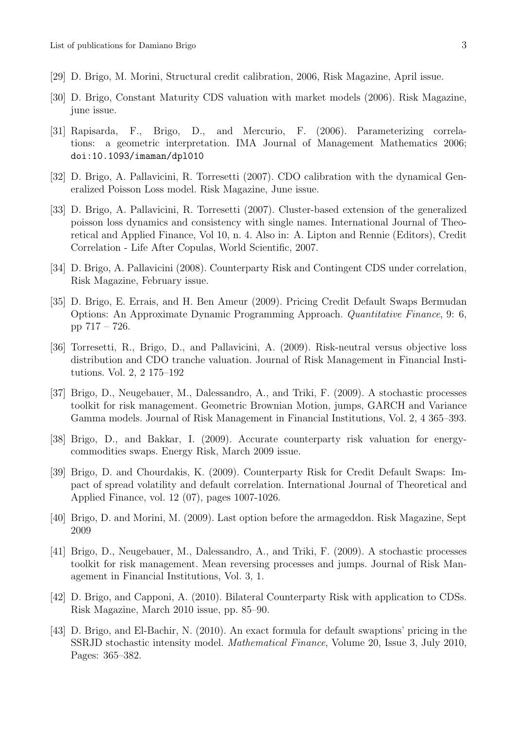[29] D. Brigo, M. Morini, Structural credit calibration, 2006, Risk Magazine, April issue.

[30] D. Brigo, Constant Maturity CDS valuation with market models (2006). Risk Magazine, june issue.

[31] Rapisarda, F., Brigo, D., and Mercurio, F. (2006). Parameterizing correlations: a geometric interpretation. IMA Journal of Management Mathematics 2006; `doi:10.1093/imaman/dpl010`

[32] D. Brigo, A. Pallavicini, R. Torresetti (2007). CDO calibration with the dynamical Generalized Poisson Loss model. Risk Magazine, June issue.

[33] D. Brigo, A. Pallavicini, R. Torresetti (2007). Cluster-based extension of the generalized poisson loss dynamics and consistency with single names. International Journal of Theoretical and Applied Finance, Vol 10, n. 4. Also in: A. Lipton and Rennie (Editors), Credit Correlation - Life After Copulas, World Scientific, 2007.

[34] D. Brigo, A. Pallavicini (2008). Counterparty Risk and Contingent CDS under correlation, Risk Magazine, February issue.

[35] D. Brigo, E. Errais, and H. Ben Ameur (2009). Pricing Credit Default Swaps Bermudan Options: An Approximate Dynamic Programming Approach. *Quantitative Finance*, 9: 6, pp 717 – 726.

[36] Torresetti, R., Brigo, D., and Pallavicini, A. (2009). Risk-neutral versus objective loss distribution and CDO tranche valuation. Journal of Risk Management in Financial Institutions. Vol. 2, 2 175–192

[37] Brigo, D., Neugebauer, M., Dalessandro, A., and Triki, F. (2009). A stochastic processes toolkit for risk management. Geometric Brownian Motion, jumps, GARCH and Variance Gamma models. Journal of Risk Management in Financial Institutions, Vol. 2, 4 365–393.

[38] Brigo, D., and Bakkar, I. (2009). Accurate counterparty risk valuation for energy-commodities swaps. Energy Risk, March 2009 issue.

[39] Brigo, D. and Chourdakis, K. (2009). Counterparty Risk for Credit Default Swaps: Impact of spread volatility and default correlation. International Journal of Theoretical and Applied Finance, vol. 12 (07), pages 1007-1026.

[40] Brigo, D. and Morini, M. (2009). Last option before the armageddon. Risk Magazine, Sept 2009

[41] Brigo, D., Neugebauer, M., Dalessandro, A., and Triki, F. (2009). A stochastic processes toolkit for risk management. Mean reversing processes and jumps. Journal of Risk Management in Financial Institutions, Vol. 3, 1.

[42] D. Brigo, and Capponi, A. (2010). Bilateral Counterparty Risk with application to CDSs. Risk Magazine, March 2010 issue, pp. 85–90.

[43] D. Brigo, and El-Bachir, N. (2010). An exact formula for default swaptions' pricing in the SSRJD stochastic intensity model. *Mathematical Finance*, Volume 20, Issue 3, July 2010, Pages: 365–382.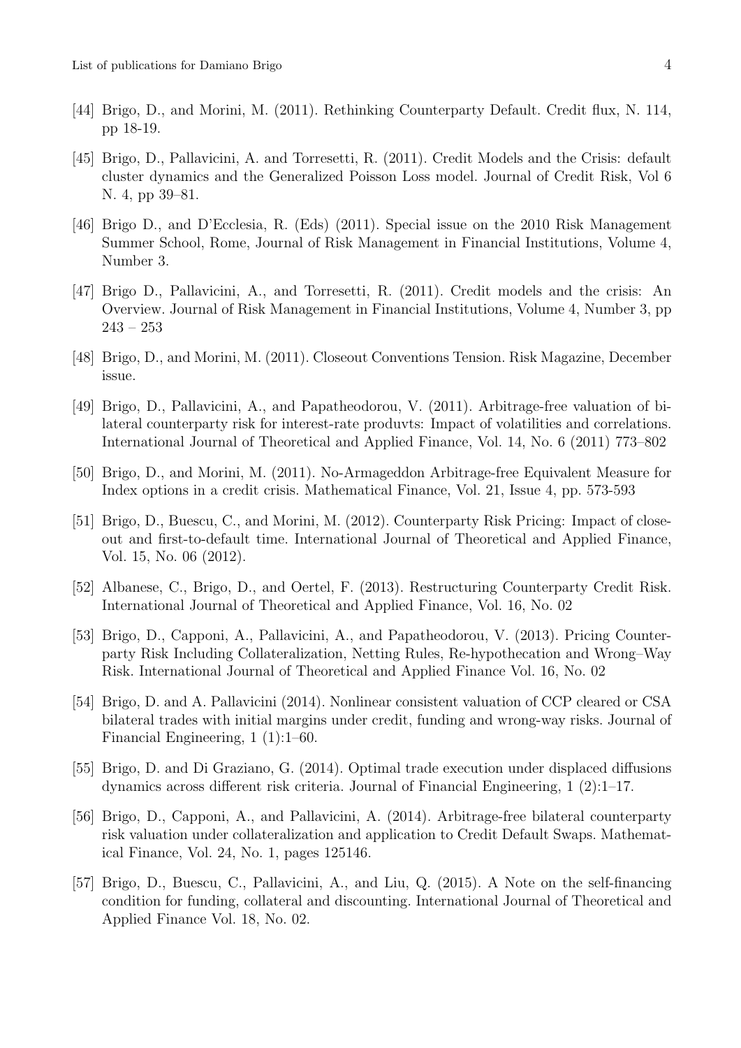[44] Brigo, D., and Morini, M. (2011). Rethinking Counterparty Default. Credit flux, N. 114, pp 18-19.

[45] Brigo, D., Pallavicini, A. and Torresetti, R. (2011). Credit Models and the Crisis: default cluster dynamics and the Generalized Poisson Loss model. Journal of Credit Risk, Vol 6 N. 4, pp 39–81.

[46] Brigo D., and D'Ecclesia, R. (Eds) (2011). Special issue on the 2010 Risk Management Summer School, Rome, Journal of Risk Management in Financial Institutions, Volume 4, Number 3.

[47] Brigo D., Pallavicini, A., and Torresetti, R. (2011). Credit models and the crisis: An Overview. Journal of Risk Management in Financial Institutions, Volume 4, Number 3, pp 243 – 253

[48] Brigo, D., and Morini, M. (2011). Closeout Conventions Tension. Risk Magazine, December issue.

[49] Brigo, D., Pallavicini, A., and Papatheodorou, V. (2011). Arbitrage-free valuation of bilateral counterparty risk for interest-rate produvts: Impact of volatilities and correlations. International Journal of Theoretical and Applied Finance, Vol. 14, No. 6 (2011) 773–802

[50] Brigo, D., and Morini, M. (2011). No-Armageddon Arbitrage-free Equivalent Measure for Index options in a credit crisis. Mathematical Finance, Vol. 21, Issue 4, pp. 573-593

[51] Brigo, D., Buescu, C., and Morini, M. (2012). Counterparty Risk Pricing: Impact of closeout and first-to-default time. International Journal of Theoretical and Applied Finance, Vol. 15, No. 06 (2012).

[52] Albanese, C., Brigo, D., and Oertel, F. (2013). Restructuring Counterparty Credit Risk. International Journal of Theoretical and Applied Finance, Vol. 16, No. 02

[53] Brigo, D., Capponi, A., Pallavicini, A., and Papatheodorou, V. (2013). Pricing Counterparty Risk Including Collateralization, Netting Rules, Re-hypothecation and Wrong–Way Risk. International Journal of Theoretical and Applied Finance Vol. 16, No. 02

[54] Brigo, D. and A. Pallavicini (2014). Nonlinear consistent valuation of CCP cleared or CSA bilateral trades with initial margins under credit, funding and wrong-way risks. Journal of Financial Engineering, 1 (1):1–60.

[55] Brigo, D. and Di Graziano, G. (2014). Optimal trade execution under displaced diffusions dynamics across different risk criteria. Journal of Financial Engineering, 1 (2):1–17.

[56] Brigo, D., Capponi, A., and Pallavicini, A. (2014). Arbitrage-free bilateral counterparty risk valuation under collateralization and application to Credit Default Swaps. Mathematical Finance, Vol. 24, No. 1, pages 125146.

[57] Brigo, D., Buescu, C., Pallavicini, A., and Liu, Q. (2015). A Note on the self-financing condition for funding, collateral and discounting. International Journal of Theoretical and Applied Finance Vol. 18, No. 02.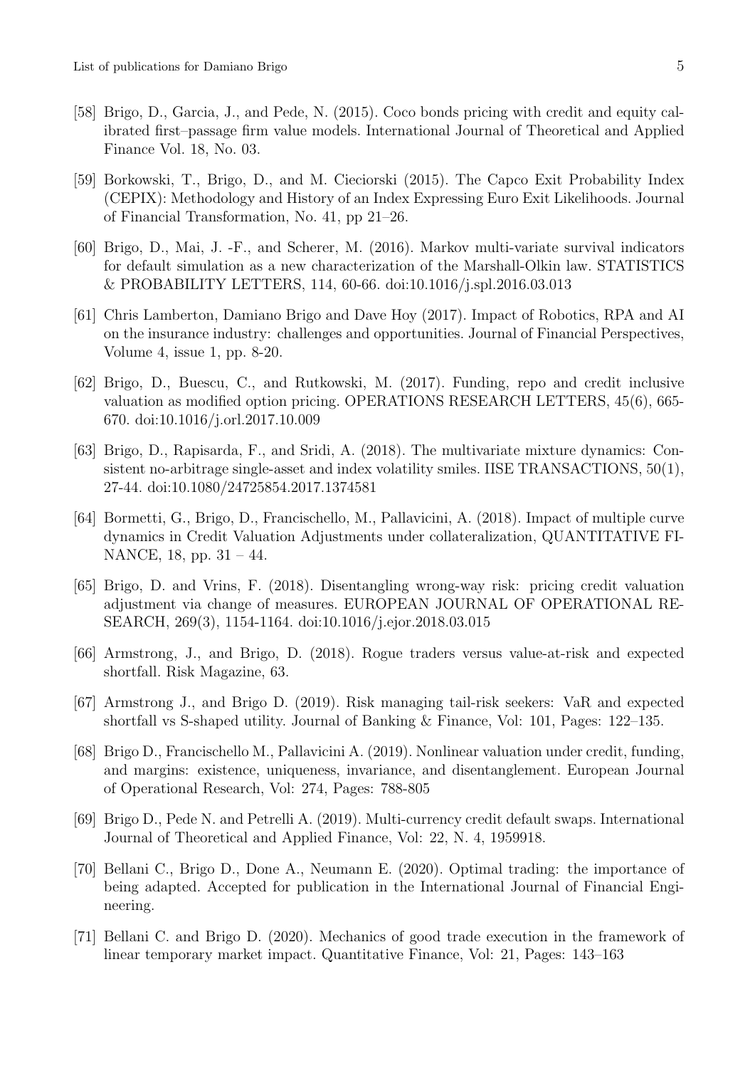[58] Brigo, D., Garcia, J., and Pede, N. (2015). Coco bonds pricing with credit and equity calibrated first–passage firm value models. International Journal of Theoretical and Applied Finance Vol. 18, No. 03.

[59] Borkowski, T., Brigo, D., and M. Cieciorski (2015). The Capco Exit Probability Index (CEPIX): Methodology and History of an Index Expressing Euro Exit Likelihoods. Journal of Financial Transformation, No. 41, pp 21–26.

[60] Brigo, D., Mai, J. -F., and Scherer, M. (2016). Markov multi-variate survival indicators for default simulation as a new characterization of the Marshall-Olkin law. STATISTICS & PROBABILITY LETTERS, 114, 60-66. doi:10.1016/j.spl.2016.03.013

[61] Chris Lamberton, Damiano Brigo and Dave Hoy (2017). Impact of Robotics, RPA and AI on the insurance industry: challenges and opportunities. Journal of Financial Perspectives, Volume 4, issue 1, pp. 8-20.

[62] Brigo, D., Buescu, C., and Rutkowski, M. (2017). Funding, repo and credit inclusive valuation as modified option pricing. OPERATIONS RESEARCH LETTERS, 45(6), 665-670. doi:10.1016/j.orl.2017.10.009

[63] Brigo, D., Rapisarda, F., and Sridi, A. (2018). The multivariate mixture dynamics: Consistent no-arbitrage single-asset and index volatility smiles. IISE TRANSACTIONS, 50(1), 27-44. doi:10.1080/24725854.2017.1374581

[64] Bormetti, G., Brigo, D., Francischello, M., Pallavicini, A. (2018). Impact of multiple curve dynamics in Credit Valuation Adjustments under collateralization, QUANTITATIVE FINANCE, 18, pp. 31 – 44.

[65] Brigo, D. and Vrins, F. (2018). Disentangling wrong-way risk: pricing credit valuation adjustment via change of measures. EUROPEAN JOURNAL OF OPERATIONAL RESEARCH, 269(3), 1154-1164. doi:10.1016/j.ejor.2018.03.015

[66] Armstrong, J., and Brigo, D. (2018). Rogue traders versus value-at-risk and expected shortfall. Risk Magazine, 63.

[67] Armstrong J., and Brigo D. (2019). Risk managing tail-risk seekers: VaR and expected shortfall vs S-shaped utility. Journal of Banking & Finance, Vol: 101, Pages: 122–135.

[68] Brigo D., Francischello M., Pallavicini A. (2019). Nonlinear valuation under credit, funding, and margins: existence, uniqueness, invariance, and disentanglement. European Journal of Operational Research, Vol: 274, Pages: 788-805

[69] Brigo D., Pede N. and Petrelli A. (2019). Multi-currency credit default swaps. International Journal of Theoretical and Applied Finance, Vol: 22, N. 4, 1959918.

[70] Bellani C., Brigo D., Done A., Neumann E. (2020). Optimal trading: the importance of being adapted. Accepted for publication in the International Journal of Financial Engineering.

[71] Bellani C. and Brigo D. (2020). Mechanics of good trade execution in the framework of linear temporary market impact. Quantitative Finance, Vol: 21, Pages: 143–163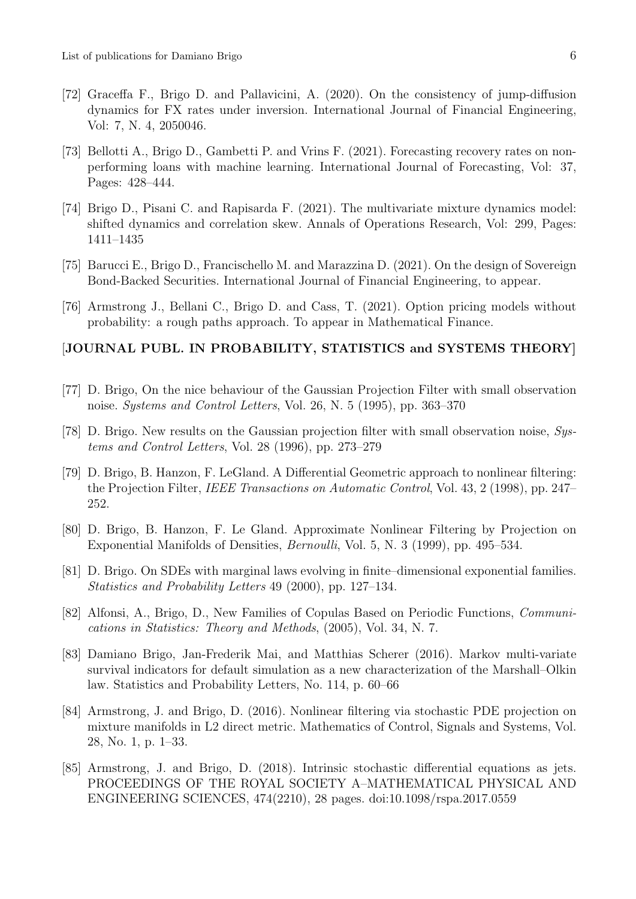[72] Graceffa F., Brigo D. and Pallavicini, A. (2020). On the consistency of jump-diffusion dynamics for FX rates under inversion. International Journal of Financial Engineering, Vol: 7, N. 4, 2050046.

[73] Bellotti A., Brigo D., Gambetti P. and Vrins F. (2021). Forecasting recovery rates on non-performing loans with machine learning. International Journal of Forecasting, Vol: 37, Pages: 428–444.

[74] Brigo D., Pisani C. and Rapisarda F. (2021). The multivariate mixture dynamics model: shifted dynamics and correlation skew. Annals of Operations Research, Vol: 299, Pages: 1411–1435

[75] Barucci E., Brigo D., Francischello M. and Marazzina D. (2021). On the design of Sovereign Bond-Backed Securities. International Journal of Financial Engineering, to appear.

[76] Armstrong J., Bellani C., Brigo D. and Cass, T. (2021). Option pricing models without probability: a rough paths approach. To appear in Mathematical Finance.

## [JOURNAL PUBL. IN PROBABILITY, STATISTICS and SYSTEMS THEORY]

[77] D. Brigo, On the nice behaviour of the Gaussian Projection Filter with small observation noise. *Systems and Control Letters*, Vol. 26, N. 5 (1995), pp. 363–370

[78] D. Brigo. New results on the Gaussian projection filter with small observation noise, *Systems and Control Letters*, Vol. 28 (1996), pp. 273–279

[79] D. Brigo, B. Hanzon, F. LeGland. A Differential Geometric approach to nonlinear filtering: the Projection Filter, *IEEE Transactions on Automatic Control*, Vol. 43, 2 (1998), pp. 247–252.

[80] D. Brigo, B. Hanzon, F. Le Gland. Approximate Nonlinear Filtering by Projection on Exponential Manifolds of Densities, *Bernoulli*, Vol. 5, N. 3 (1999), pp. 495–534.

[81] D. Brigo. On SDEs with marginal laws evolving in finite–dimensional exponential families. *Statistics and Probability Letters* 49 (2000), pp. 127–134.

[82] Alfonsi, A., Brigo, D., New Families of Copulas Based on Periodic Functions, *Communications in Statistics: Theory and Methods*, (2005), Vol. 34, N. 7.

[83] Damiano Brigo, Jan-Frederik Mai, and Matthias Scherer (2016). Markov multi-variate survival indicators for default simulation as a new characterization of the Marshall–Olkin law. Statistics and Probability Letters, No. 114, p. 60–66

[84] Armstrong, J. and Brigo, D. (2016). Nonlinear filtering via stochastic PDE projection on mixture manifolds in L2 direct metric. Mathematics of Control, Signals and Systems, Vol. 28, No. 1, p. 1–33.

[85] Armstrong, J. and Brigo, D. (2018). Intrinsic stochastic differential equations as jets. PROCEEDINGS OF THE ROYAL SOCIETY A–MATHEMATICAL PHYSICAL AND ENGINEERING SCIENCES, 474(2210), 28 pages. doi:10.1098/rspa.2017.0559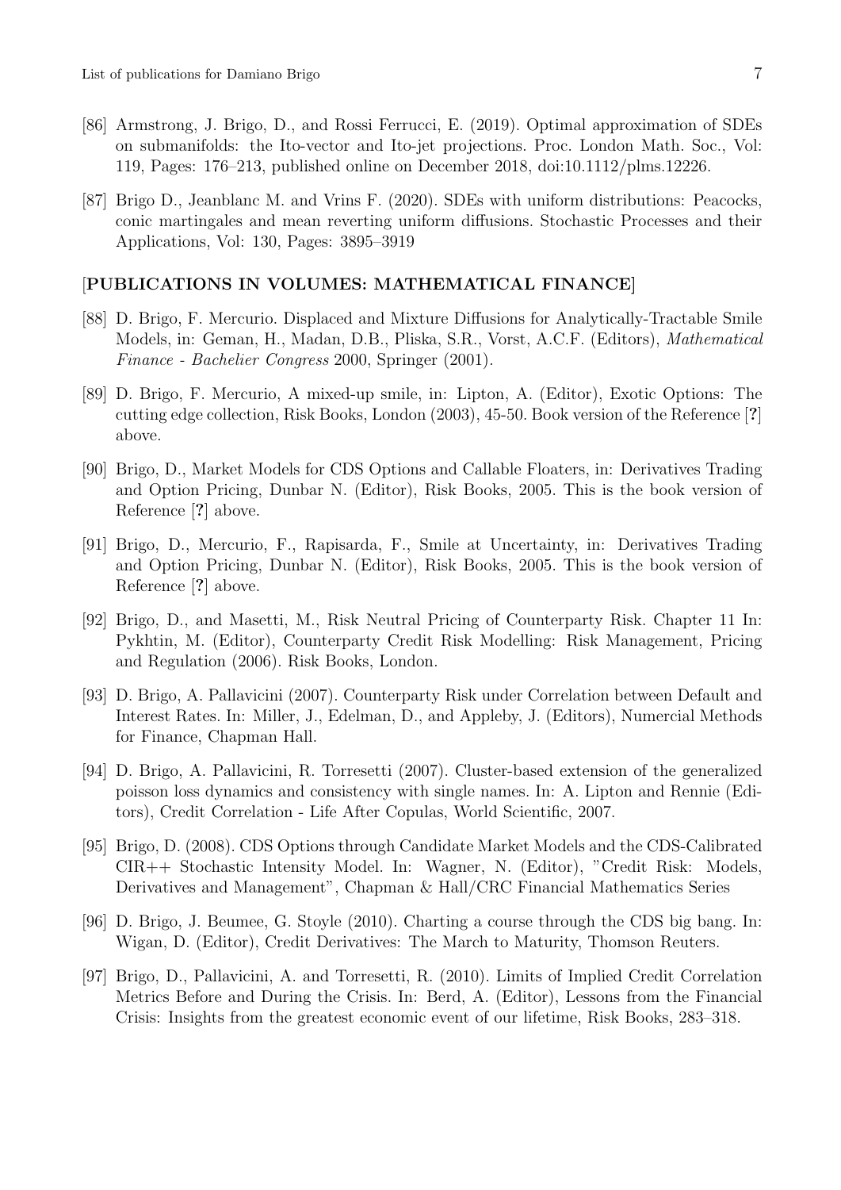[86] Armstrong, J. Brigo, D., and Rossi Ferrucci, E. (2019). Optimal approximation of SDEs on submanifolds: the Ito-vector and Ito-jet projections. Proc. London Math. Soc., Vol: 119, Pages: 176–213, published online on December 2018, doi:10.1112/plms.12226.

[87] Brigo D., Jeanblanc M. and Vrins F. (2020). SDEs with uniform distributions: Peacocks, conic martingales and mean reverting uniform diffusions. Stochastic Processes and their Applications, Vol: 130, Pages: 3895–3919

### [PUBLICATIONS IN VOLUMES: MATHEMATICAL FINANCE]

[88] D. Brigo, F. Mercurio. Displaced and Mixture Diffusions for Analytically-Tractable Smile Models, in: Geman, H., Madan, D.B., Pliska, S.R., Vorst, A.C.F. (Editors), *Mathematical Finance - Bachelier Congress* 2000, Springer (2001).

[89] D. Brigo, F. Mercurio, A mixed-up smile, in: Lipton, A. (Editor), Exotic Options: The cutting edge collection, Risk Books, London (2003), 45-50. Book version of the Reference [**?**] above.

[90] Brigo, D., Market Models for CDS Options and Callable Floaters, in: Derivatives Trading and Option Pricing, Dunbar N. (Editor), Risk Books, 2005. This is the book version of Reference [**?**] above.

[91] Brigo, D., Mercurio, F., Rapisarda, F., Smile at Uncertainty, in: Derivatives Trading and Option Pricing, Dunbar N. (Editor), Risk Books, 2005. This is the book version of Reference [**?**] above.

[92] Brigo, D., and Masetti, M., Risk Neutral Pricing of Counterparty Risk. Chapter 11 In: Pykhtin, M. (Editor), Counterparty Credit Risk Modelling: Risk Management, Pricing and Regulation (2006). Risk Books, London.

[93] D. Brigo, A. Pallavicini (2007). Counterparty Risk under Correlation between Default and Interest Rates. In: Miller, J., Edelman, D., and Appleby, J. (Editors), Numercial Methods for Finance, Chapman Hall.

[94] D. Brigo, A. Pallavicini, R. Torresetti (2007). Cluster-based extension of the generalized poisson loss dynamics and consistency with single names. In: A. Lipton and Rennie (Editors), Credit Correlation - Life After Copulas, World Scientific, 2007.

[95] Brigo, D. (2008). CDS Options through Candidate Market Models and the CDS-Calibrated CIR++ Stochastic Intensity Model. In: Wagner, N. (Editor), "Credit Risk: Models, Derivatives and Management", Chapman & Hall/CRC Financial Mathematics Series

[96] D. Brigo, J. Beumee, G. Stoyle (2010). Charting a course through the CDS big bang. In: Wigan, D. (Editor), Credit Derivatives: The March to Maturity, Thomson Reuters.

[97] Brigo, D., Pallavicini, A. and Torresetti, R. (2010). Limits of Implied Credit Correlation Metrics Before and During the Crisis. In: Berd, A. (Editor), Lessons from the Financial Crisis: Insights from the greatest economic event of our lifetime, Risk Books, 283–318.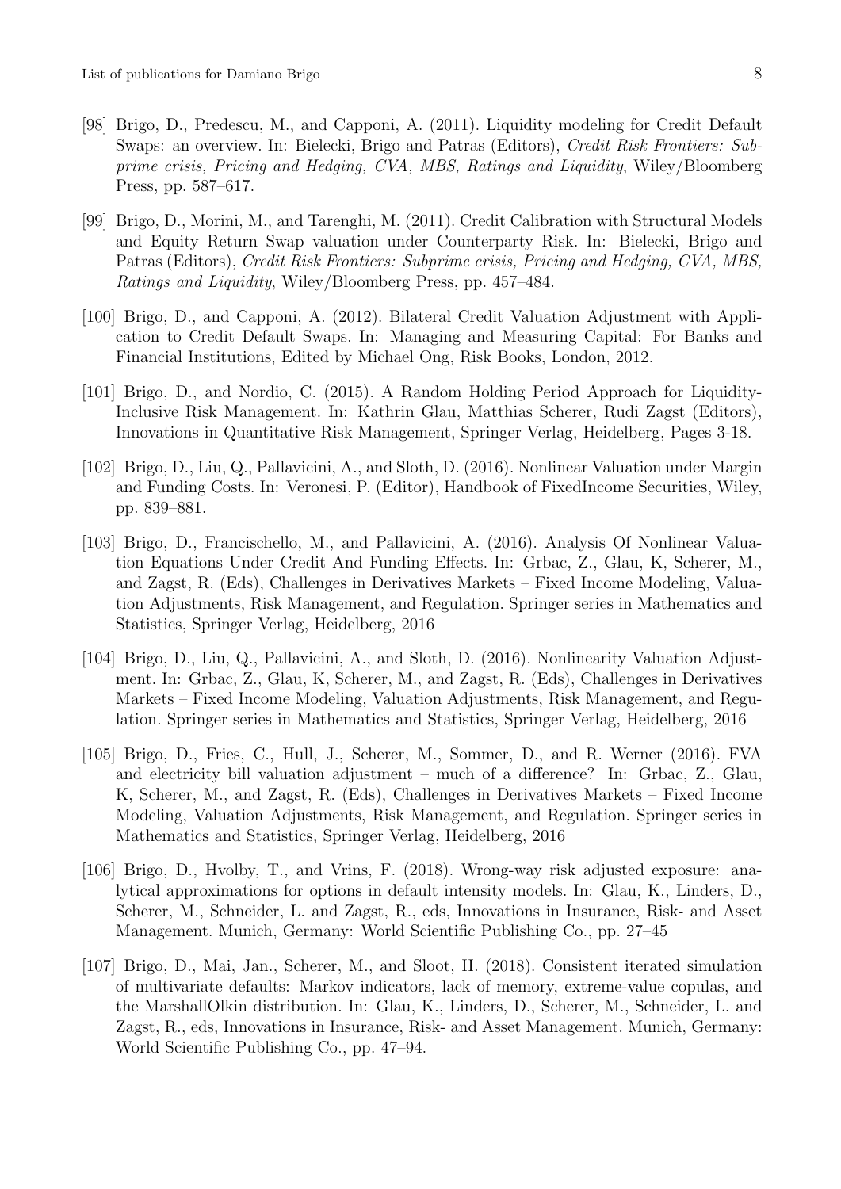[98] Brigo, D., Predescu, M., and Capponi, A. (2011). Liquidity modeling for Credit Default Swaps: an overview. In: Bielecki, Brigo and Patras (Editors), *Credit Risk Frontiers: Subprime crisis, Pricing and Hedging, CVA, MBS, Ratings and Liquidity*, Wiley/Bloomberg Press, pp. 587–617.

[99] Brigo, D., Morini, M., and Tarenghi, M. (2011). Credit Calibration with Structural Models and Equity Return Swap valuation under Counterparty Risk. In: Bielecki, Brigo and Patras (Editors), *Credit Risk Frontiers: Subprime crisis, Pricing and Hedging, CVA, MBS, Ratings and Liquidity*, Wiley/Bloomberg Press, pp. 457–484.

[100] Brigo, D., and Capponi, A. (2012). Bilateral Credit Valuation Adjustment with Application to Credit Default Swaps. In: Managing and Measuring Capital: For Banks and Financial Institutions, Edited by Michael Ong, Risk Books, London, 2012.

[101] Brigo, D., and Nordio, C. (2015). A Random Holding Period Approach for Liquidity-Inclusive Risk Management. In: Kathrin Glau, Matthias Scherer, Rudi Zagst (Editors), Innovations in Quantitative Risk Management, Springer Verlag, Heidelberg, Pages 3-18.

[102] Brigo, D., Liu, Q., Pallavicini, A., and Sloth, D. (2016). Nonlinear Valuation under Margin and Funding Costs. In: Veronesi, P. (Editor), Handbook of FixedIncome Securities, Wiley, pp. 839–881.

[103] Brigo, D., Francischello, M., and Pallavicini, A. (2016). Analysis Of Nonlinear Valuation Equations Under Credit And Funding Effects. In: Grbac, Z., Glau, K, Scherer, M., and Zagst, R. (Eds), Challenges in Derivatives Markets – Fixed Income Modeling, Valuation Adjustments, Risk Management, and Regulation. Springer series in Mathematics and Statistics, Springer Verlag, Heidelberg, 2016

[104] Brigo, D., Liu, Q., Pallavicini, A., and Sloth, D. (2016). Nonlinearity Valuation Adjustment. In: Grbac, Z., Glau, K, Scherer, M., and Zagst, R. (Eds), Challenges in Derivatives Markets – Fixed Income Modeling, Valuation Adjustments, Risk Management, and Regulation. Springer series in Mathematics and Statistics, Springer Verlag, Heidelberg, 2016

[105] Brigo, D., Fries, C., Hull, J., Scherer, M., Sommer, D., and R. Werner (2016). FVA and electricity bill valuation adjustment – much of a difference? In: Grbac, Z., Glau, K, Scherer, M., and Zagst, R. (Eds), Challenges in Derivatives Markets – Fixed Income Modeling, Valuation Adjustments, Risk Management, and Regulation. Springer series in Mathematics and Statistics, Springer Verlag, Heidelberg, 2016

[106] Brigo, D., Hvolby, T., and Vrins, F. (2018). Wrong-way risk adjusted exposure: analytical approximations for options in default intensity models. In: Glau, K., Linders, D., Scherer, M., Schneider, L. and Zagst, R., eds, Innovations in Insurance, Risk- and Asset Management. Munich, Germany: World Scientific Publishing Co., pp. 27–45

[107] Brigo, D., Mai, Jan., Scherer, M., and Sloot, H. (2018). Consistent iterated simulation of multivariate defaults: Markov indicators, lack of memory, extreme-value copulas, and the MarshallOlkin distribution. In: Glau, K., Linders, D., Scherer, M., Schneider, L. and Zagst, R., eds, Innovations in Insurance, Risk- and Asset Management. Munich, Germany: World Scientific Publishing Co., pp. 47–94.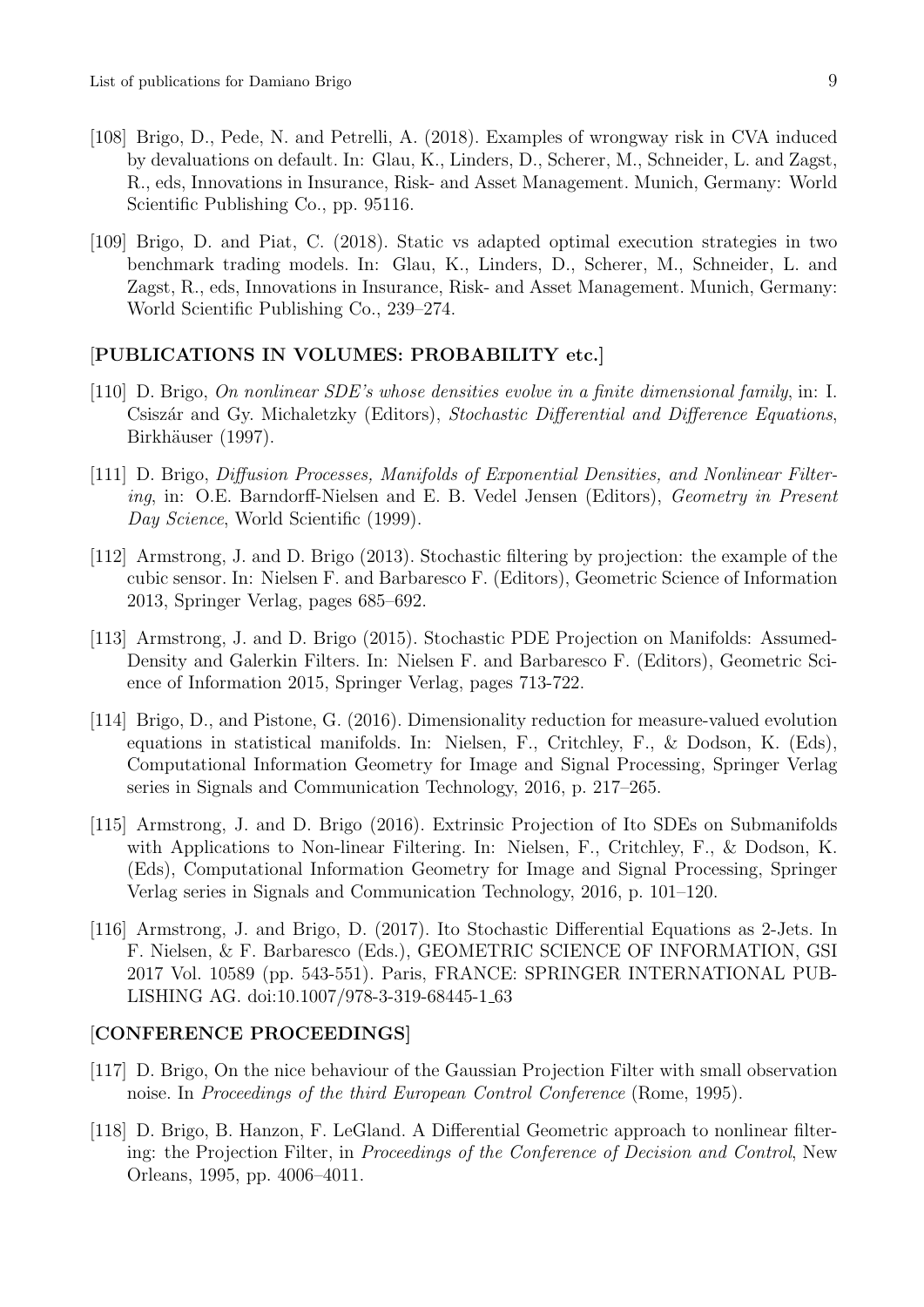[108] Brigo, D., Pede, N. and Petrelli, A. (2018). Examples of wrongway risk in CVA induced by devaluations on default. In: Glau, K., Linders, D., Scherer, M., Schneider, L. and Zagst, R., eds, Innovations in Insurance, Risk- and Asset Management. Munich, Germany: World Scientific Publishing Co., pp. 95116.

[109] Brigo, D. and Piat, C. (2018). Static vs adapted optimal execution strategies in two benchmark trading models. In: Glau, K., Linders, D., Scherer, M., Schneider, L. and Zagst, R., eds, Innovations in Insurance, Risk- and Asset Management. Munich, Germany: World Scientific Publishing Co., 239–274.

### [**PUBLICATIONS IN VOLUMES: PROBABILITY etc.**]

[110] D. Brigo, *On nonlinear SDE's whose densities evolve in a finite dimensional family*, in: I. Csiszár and Gy. Michaletzky (Editors), *Stochastic Differential and Difference Equations*, Birkhäuser (1997).

[111] D. Brigo, *Diffusion Processes, Manifolds of Exponential Densities, and Nonlinear Filtering*, in: O.E. Barndorff-Nielsen and E. B. Vedel Jensen (Editors), *Geometry in Present Day Science*, World Scientific (1999).

[112] Armstrong, J. and D. Brigo (2013). Stochastic filtering by projection: the example of the cubic sensor. In: Nielsen F. and Barbaresco F. (Editors), Geometric Science of Information 2013, Springer Verlag, pages 685–692.

[113] Armstrong, J. and D. Brigo (2015). Stochastic PDE Projection on Manifolds: Assumed-Density and Galerkin Filters. In: Nielsen F. and Barbaresco F. (Editors), Geometric Science of Information 2015, Springer Verlag, pages 713-722.

[114] Brigo, D., and Pistone, G. (2016). Dimensionality reduction for measure-valued evolution equations in statistical manifolds. In: Nielsen, F., Critchley, F., & Dodson, K. (Eds), Computational Information Geometry for Image and Signal Processing, Springer Verlag series in Signals and Communication Technology, 2016, p. 217–265.

[115] Armstrong, J. and D. Brigo (2016). Extrinsic Projection of Ito SDEs on Submanifolds with Applications to Non-linear Filtering. In: Nielsen, F., Critchley, F., & Dodson, K. (Eds), Computational Information Geometry for Image and Signal Processing, Springer Verlag series in Signals and Communication Technology, 2016, p. 101–120.

[116] Armstrong, J. and Brigo, D. (2017). Ito Stochastic Differential Equations as 2-Jets. In F. Nielsen, & F. Barbaresco (Eds.), GEOMETRIC SCIENCE OF INFORMATION, GSI 2017 Vol. 10589 (pp. 543-551). Paris, FRANCE: SPRINGER INTERNATIONAL PUBLISHING AG. doi:10.1007/978-3-319-68445-1_63

### [**CONFERENCE PROCEEDINGS**]

[117] D. Brigo, On the nice behaviour of the Gaussian Projection Filter with small observation noise. In *Proceedings of the third European Control Conference* (Rome, 1995).

[118] D. Brigo, B. Hanzon, F. LeGland. A Differential Geometric approach to nonlinear filtering: the Projection Filter, in *Proceedings of the Conference of Decision and Control*, New Orleans, 1995, pp. 4006–4011.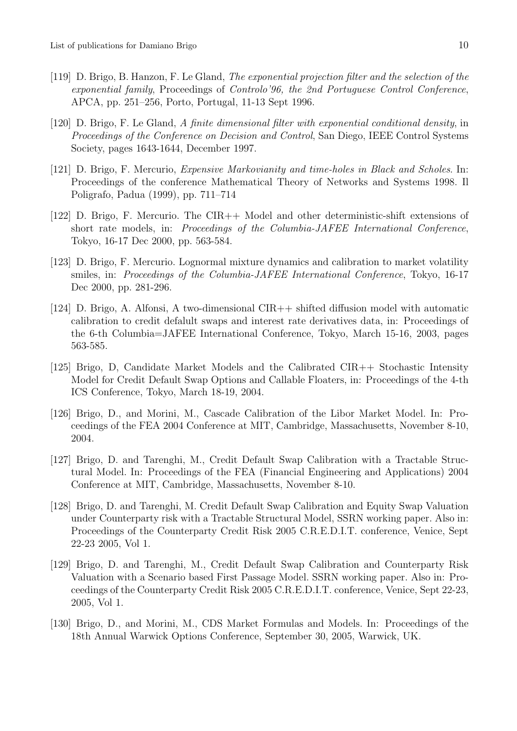[119] D. Brigo, B. Hanzon, F. Le Gland, *The exponential projection filter and the selection of the exponential family*, Proceedings of *Controlo'96, the 2nd Portuguese Control Conference*, APCA, pp. 251–256, Porto, Portugal, 11-13 Sept 1996.

[120] D. Brigo, F. Le Gland, *A finite dimensional filter with exponential conditional density*, in *Proceedings of the Conference on Decision and Control*, San Diego, IEEE Control Systems Society, pages 1643-1644, December 1997.

[121] D. Brigo, F. Mercurio, *Expensive Markovianity and time-holes in Black and Scholes*. In: Proceedings of the conference Mathematical Theory of Networks and Systems 1998. Il Poligrafo, Padua (1999), pp. 711–714

[122] D. Brigo, F. Mercurio. The CIR++ Model and other deterministic-shift extensions of short rate models, in: *Proceedings of the Columbia-JAFEE International Conference*, Tokyo, 16-17 Dec 2000, pp. 563-584.

[123] D. Brigo, F. Mercurio. Lognormal mixture dynamics and calibration to market volatility smiles, in: *Proceedings of the Columbia-JAFEE International Conference*, Tokyo, 16-17 Dec 2000, pp. 281-296.

[124] D. Brigo, A. Alfonsi, A two-dimensional CIR++ shifted diffusion model with automatic calibration to credit defalult swaps and interest rate derivatives data, in: Proceedings of the 6-th Columbia=JAFEE International Conference, Tokyo, March 15-16, 2003, pages 563-585.

[125] Brigo, D, Candidate Market Models and the Calibrated CIR++ Stochastic Intensity Model for Credit Default Swap Options and Callable Floaters, in: Proceedings of the 4-th ICS Conference, Tokyo, March 18-19, 2004.

[126] Brigo, D., and Morini, M., Cascade Calibration of the Libor Market Model. In: Proceedings of the FEA 2004 Conference at MIT, Cambridge, Massachusetts, November 8-10, 2004.

[127] Brigo, D. and Tarenghi, M., Credit Default Swap Calibration with a Tractable Structural Model. In: Proceedings of the FEA (Financial Engineering and Applications) 2004 Conference at MIT, Cambridge, Massachusetts, November 8-10.

[128] Brigo, D. and Tarenghi, M. Credit Default Swap Calibration and Equity Swap Valuation under Counterparty risk with a Tractable Structural Model, SSRN working paper. Also in: Proceedings of the Counterparty Credit Risk 2005 C.R.E.D.I.T. conference, Venice, Sept 22-23 2005, Vol 1.

[129] Brigo, D. and Tarenghi, M., Credit Default Swap Calibration and Counterparty Risk Valuation with a Scenario based First Passage Model. SSRN working paper. Also in: Proceedings of the Counterparty Credit Risk 2005 C.R.E.D.I.T. conference, Venice, Sept 22-23, 2005, Vol 1.

[130] Brigo, D., and Morini, M., CDS Market Formulas and Models. In: Proceedings of the 18th Annual Warwick Options Conference, September 30, 2005, Warwick, UK.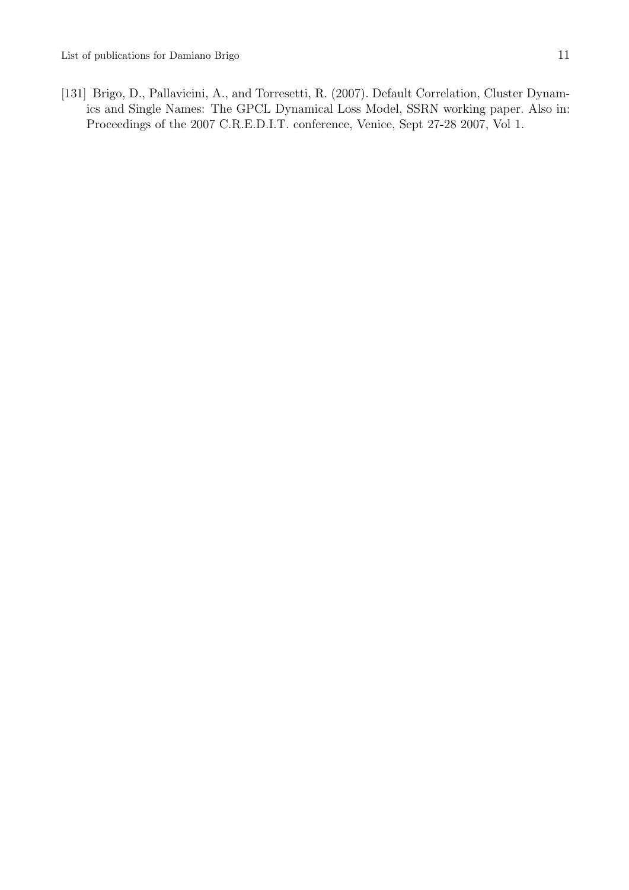[131] Brigo, D., Pallavicini, A., and Torresetti, R. (2007). Default Correlation, Cluster Dynamics and Single Names: The GPCL Dynamical Loss Model, SSRN working paper. Also in: Proceedings of the 2007 C.R.E.D.I.T. conference, Venice, Sept 27-28 2007, Vol 1.